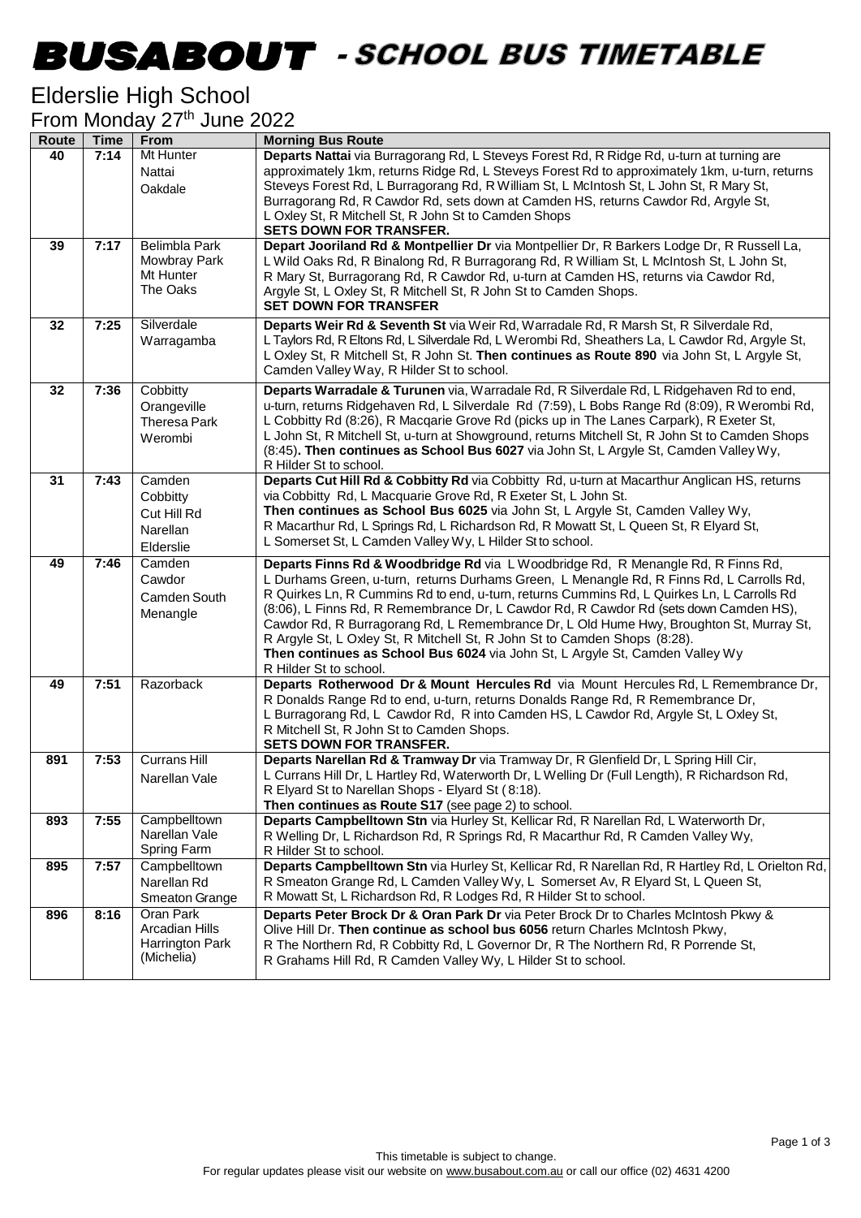# BUSABOUT - SCHOOL BUS TIMETABLE

## Elderslie High School

From Monday 27th June 2022

| Route | Time | From | Morning Bus Route |
|---|---|---|---|
| 40 | 7:14 | Mt Hunter<br>Nattai<br>Oakdale | **Departs Nattai** via Burragorang Rd, L Steveys Forest Rd, R Ridge Rd, u-turn at turning are approximately 1km, returns Ridge Rd, L Steveys Forest Rd to approximately 1km, u-turn, returns Steveys Forest Rd, L Burragorang Rd, R William St, L McIntosh St, L John St, R Mary St, Burragorang Rd, R Cawdor Rd, sets down at Camden HS, returns Cawdor Rd, Argyle St, L Oxley St, R Mitchell St, R John St to Camden Shops<br>**SETS DOWN FOR TRANSFER.** |
| 39 | 7:17 | Belimbla Park<br>Mowbray Park<br>Mt Hunter<br>The Oaks | **Depart Jooriland Rd & Montpellier Dr** via Montpellier Dr, R Barkers Lodge Dr, R Russell La, L Wild Oaks Rd, R Binalong Rd, R Burragorang Rd, R William St, L McIntosh St, L John St, R Mary St, Burragorang Rd, R Cawdor Rd, u-turn at Camden HS, returns via Cawdor Rd, Argyle St, L Oxley St, R Mitchell St, R John St to Camden Shops.<br>**SET DOWN FOR TRANSFER** |
| 32 | 7:25 | Silverdale<br>Warragamba | **Departs Weir Rd & Seventh St** via Weir Rd, Warradale Rd, R Marsh St, R Silverdale Rd, L Taylors Rd, R Eltons Rd, L Silverdale Rd, L Werombi Rd, Sheathers La, L Cawdor Rd, Argyle St, L Oxley St, R Mitchell St, R John St. **Then continues as Route 890** via John St, L Argyle St, Camden Valley Way, R Hilder St to school. |
| 32 | 7:36 | Cobbitty<br>Orangeville<br>Theresa Park<br>Werombi | **Departs Warradale & Turunen** via, Warradale Rd, R Silverdale Rd, L Ridgehaven Rd to end, u-turn, returns Ridgehaven Rd, L Silverdale Rd (7:59), L Bobs Range Rd (8:09), R Werombi Rd, L Cobbitty Rd (8:26), R Macqarie Grove Rd (picks up in The Lanes Carpark), R Exeter St, L John St, R Mitchell St, u-turn at Showground, returns Mitchell St, R John St to Camden Shops (8:45)**. Then continues as School Bus 6027** via John St, L Argyle St, Camden Valley Wy, R Hilder St to school. |
| 31 | 7:43 | Camden<br>Cobbitty<br>Cut Hill Rd<br>Narellan<br>Elderslie | **Departs Cut Hill Rd & Cobbitty Rd** via Cobbitty Rd, u-turn at Macarthur Anglican HS, returns via Cobbitty Rd, L Macquarie Grove Rd, R Exeter St, L John St.<br>**Then continues as School Bus 6025** via John St, L Argyle St, Camden Valley Wy, R Macarthur Rd, L Springs Rd, L Richardson Rd, R Mowatt St, L Queen St, R Elyard St, L Somerset St, L Camden Valley Wy, L Hilder St to school. |
| 49 | 7:46 | Camden<br>Cawdor<br>Camden South<br>Menangle | **Departs Finns Rd & Woodbridge Rd** via L Woodbridge Rd, R Menangle Rd, R Finns Rd, L Durhams Green, u-turn, returns Durhams Green, L Menangle Rd, R Finns Rd, L Carrolls Rd, R Quirkes Ln, R Cummins Rd to end, u-turn, returns Cummins Rd, L Quirkes Ln, L Carrolls Rd (8:06), L Finns Rd, R Remembrance Dr, L Cawdor Rd, R Cawdor Rd (sets down Camden HS), Cawdor Rd, R Burragorang Rd, L Remembrance Dr, L Old Hume Hwy, Broughton St, Murray St, R Argyle St, L Oxley St, R Mitchell St, R John St to Camden Shops (8:28).<br>**Then continues as School Bus 6024** via John St, L Argyle St, Camden Valley Wy R Hilder St to school. |
| 49 | 7:51 | Razorback | **Departs Rotherwood Dr & Mount Hercules Rd** via Mount Hercules Rd, L Remembrance Dr, R Donalds Range Rd to end, u-turn, returns Donalds Range Rd, R Remembrance Dr, L Burragorang Rd, L Cawdor Rd, R into Camden HS, L Cawdor Rd, Argyle St, L Oxley St, R Mitchell St, R John St to Camden Shops.<br>**SETS DOWN FOR TRANSFER.** |
| 891 | 7:53 | Currans Hill<br>Narellan Vale | **Departs Narellan Rd & Tramway Dr** via Tramway Dr, R Glenfield Dr, L Spring Hill Cir, L Currans Hill Dr, L Hartley Rd, Waterworth Dr, L Welling Dr (Full Length), R Richardson Rd, R Elyard St to Narellan Shops - Elyard St ( 8:18).<br>**Then continues as Route S17** (see page 2) to school. |
| 893 | 7:55 | Campbelltown<br>Narellan Vale<br>Spring Farm | **Departs Campbelltown Stn** via Hurley St, Kellicar Rd, R Narellan Rd, L Waterworth Dr, R Welling Dr, L Richardson Rd, R Springs Rd, R Macarthur Rd, R Camden Valley Wy, R Hilder St to school. |
| 895 | 7:57 | Campbelltown<br>Narellan Rd<br>Smeaton Grange | **Departs Campbelltown Stn** via Hurley St, Kellicar Rd, R Narellan Rd, R Hartley Rd, L Orielton Rd, R Smeaton Grange Rd, L Camden Valley Wy, L Somerset Av, R Elyard St, L Queen St, R Mowatt St, L Richardson Rd, R Lodges Rd, R Hilder St to school. |
| 896 | 8:16 | Oran Park<br>Arcadian Hills<br>Harrington Park<br>(Michelia) | **Departs Peter Brock Dr & Oran Park Dr** via Peter Brock Dr to Charles McIntosh Pkwy & Olive Hill Dr. **Then continue as school bus 6056** return Charles McIntosh Pkwy, R The Northern Rd, R Cobbitty Rd, L Governor Dr, R The Northern Rd, R Porrende St, R Grahams Hill Rd, R Camden Valley Wy, L Hilder St to school. |

This timetable is subject to change.
For regular updates please visit our website on www.busabout.com.au or call our office (02) 4631 4200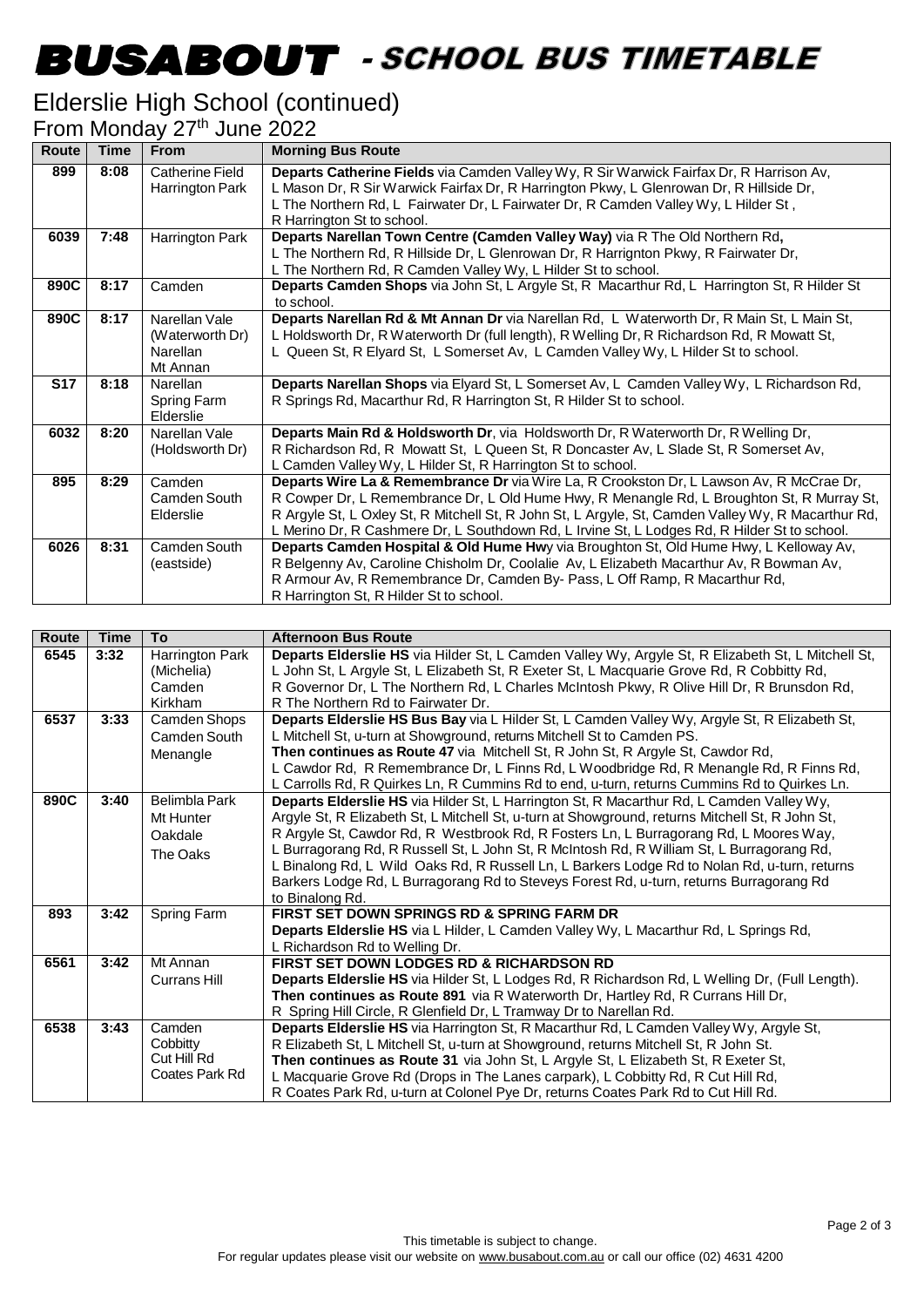# BUSABOUT - SCHOOL BUS TIMETABLE

## Elderslie High School (continued)

### From Monday 27th June 2022

| Route | Time | From | Morning Bus Route |
|---|---|---|---|
| 899 | 8:08 | Catherine Field Harrington Park | **Departs Catherine Fields** via Camden Valley Wy, R Sir Warwick Fairfax Dr, R Harrison Av, L Mason Dr, R Sir Warwick Fairfax Dr, R Harrington Pkwy, L Glenrowan Dr, R Hillside Dr, L The Northern Rd, L Fairwater Dr, L Fairwater Dr, R Camden Valley Wy, L Hilder St, R Harrington St to school. |
| 6039 | 7:48 | Harrington Park | **Departs Narellan Town Centre (Camden Valley Way)** via R The Old Northern Rd, L The Northern Rd, R Hillside Dr, L Glenrowan Dr, R Harrignton Pkwy, R Fairwater Dr, L The Northern Rd, R Camden Valley Wy, L Hilder St to school. |
| 890C | 8:17 | Camden | **Departs Camden Shops** via John St, L Argyle St, R Macarthur Rd, L Harrington St, R Hilder St to school. |
| 890C | 8:17 | Narellan Vale (Waterworth Dr) Narellan Mt Annan | **Departs Narellan Rd & Mt Annan Dr** via Narellan Rd, L Waterworth Dr, R Main St, L Main St, L Holdsworth Dr, R Waterworth Dr (full length), R Welling Dr, R Richardson Rd, R Mowatt St, L Queen St, R Elyard St, L Somerset Av, L Camden Valley Wy, L Hilder St to school. |
| S17 | 8:18 | Narellan Spring Farm Elderslie | **Departs Narellan Shops** via Elyard St, L Somerset Av, L Camden Valley Wy, L Richardson Rd, R Springs Rd, Macarthur Rd, R Harrington St, R Hilder St to school. |
| 6032 | 8:20 | Narellan Vale (Holdsworth Dr) | **Departs Main Rd & Holdsworth Dr**, via Holdsworth Dr, R Waterworth Dr, R Welling Dr, R Richardson Rd, R Mowatt St, L Queen St, R Doncaster Av, L Slade St, R Somerset Av, L Camden Valley Wy, L Hilder St, R Harrington St to school. |
| 895 | 8:29 | Camden Camden South Elderslie | **Departs Wire La & Remembrance Dr** via Wire La, R Crookston Dr, L Lawson Av, R McCrae Dr, R Cowper Dr, L Remembrance Dr, L Old Hume Hwy, R Menangle Rd, L Broughton St, R Murray St, R Argyle St, L Oxley St, R Mitchell St, R John St, L Argyle, St, Camden Valley Wy, R Macarthur Rd, L Merino Dr, R Cashmere Dr, L Southdown Rd, L Irvine St, L Lodges Rd, R Hilder St to school. |
| 6026 | 8:31 | Camden South (eastside) | **Departs Camden Hospital & Old Hume Hwy** via Broughton St, Old Hume Hwy, L Kelloway Av, R Belgenny Av, Caroline Chisholm Dr, Coolalie Av, L Elizabeth Macarthur Av, R Bowman Av, R Armour Av, R Remembrance Dr, Camden By- Pass, L Off Ramp, R Macarthur Rd, R Harrington St, R Hilder St to school. |

| Route | Time | To | Afternoon Bus Route |
|---|---|---|---|
| 6545 | 3:32 | Harrington Park (Michelia) Camden Kirkham | **Departs Elderslie HS** via Hilder St, L Camden Valley Wy, Argyle St, R Elizabeth St, L Mitchell St, L John St, L Argyle St, L Elizabeth St, R Exeter St, L Macquarie Grove Rd, R Cobbitty Rd, R Governor Dr, L The Northern Rd, L Charles McIntosh Pkwy, R Olive Hill Dr, R Brunsdon Rd, R The Northern Rd to Fairwater Dr. |
| 6537 | 3:33 | Camden Shops Camden South Menangle | **Departs Elderslie HS Bus Bay** via L Hilder St, L Camden Valley Wy, Argyle St, R Elizabeth St, L Mitchell St, u-turn at Showground, returns Mitchell St to Camden PS. **Then continues as Route 47** via Mitchell St, R John St, R Argyle St, Cawdor Rd, L Cawdor Rd, R Remembrance Dr, L Finns Rd, L Woodbridge Rd, R Menangle Rd, R Finns Rd, L Carrolls Rd, R Quirkes Ln, R Cummins Rd to end, u-turn, returns Cummins Rd to Quirkes Ln. |
| 890C | 3:40 | Belimbla Park Mt Hunter Oakdale The Oaks | **Departs Elderslie HS** via Hilder St, L Harrington St, R Macarthur Rd, L Camden Valley Wy, Argyle St, R Elizabeth St, L Mitchell St, u-turn at Showground, returns Mitchell St, R John St, R Argyle St, Cawdor Rd, R Westbrook Rd, R Fosters Ln, L Burragorang Rd, L Moores Way, L Burragorang Rd, R Russell St, L John St, R McIntosh Rd, R William St, L Burragorang Rd, L Binalong Rd, L Wild Oaks Rd, R Russell Ln, L Barkers Lodge Rd to Nolan Rd, u-turn, returns Barkers Lodge Rd, L Burragorang Rd to Steveys Forest Rd, u-turn, returns Burragorang Rd to Binalong Rd. |
| 893 | 3:42 | Spring Farm | **FIRST SET DOWN SPRINGS RD & SPRING FARM DR** **Departs Elderslie HS** via L Hilder, L Camden Valley Wy, L Macarthur Rd, L Springs Rd, L Richardson Rd to Welling Dr. |
| 6561 | 3:42 | Mt Annan Currans Hill | **FIRST SET DOWN LODGES RD & RICHARDSON RD** **Departs Elderslie HS** via Hilder St, L Lodges Rd, R Richardson Rd, L Welling Dr, (Full Length). **Then continues as Route 891** via R Waterworth Dr, Hartley Rd, R Currans Hill Dr, R Spring Hill Circle, R Glenfield Dr, L Tramway Dr to Narellan Rd. |
| 6538 | 3:43 | Camden Cobbitty Cut Hill Rd Coates Park Rd | **Departs Elderslie HS** via Harrington St, R Macarthur Rd, L Camden Valley Wy, Argyle St, R Elizabeth St, L Mitchell St, u-turn at Showground, returns Mitchell St, R John St. **Then continues as Route 31** via John St, L Argyle St, L Elizabeth St, R Exeter St, L Macquarie Grove Rd (Drops in The Lanes carpark), L Cobbitty Rd, R Cut Hill Rd, R Coates Park Rd, u-turn at Colonel Pye Dr, returns Coates Park Rd to Cut Hill Rd. |

This timetable is subject to change.
For regular updates please visit our website on www.busabout.com.au or call our office (02) 4631 4200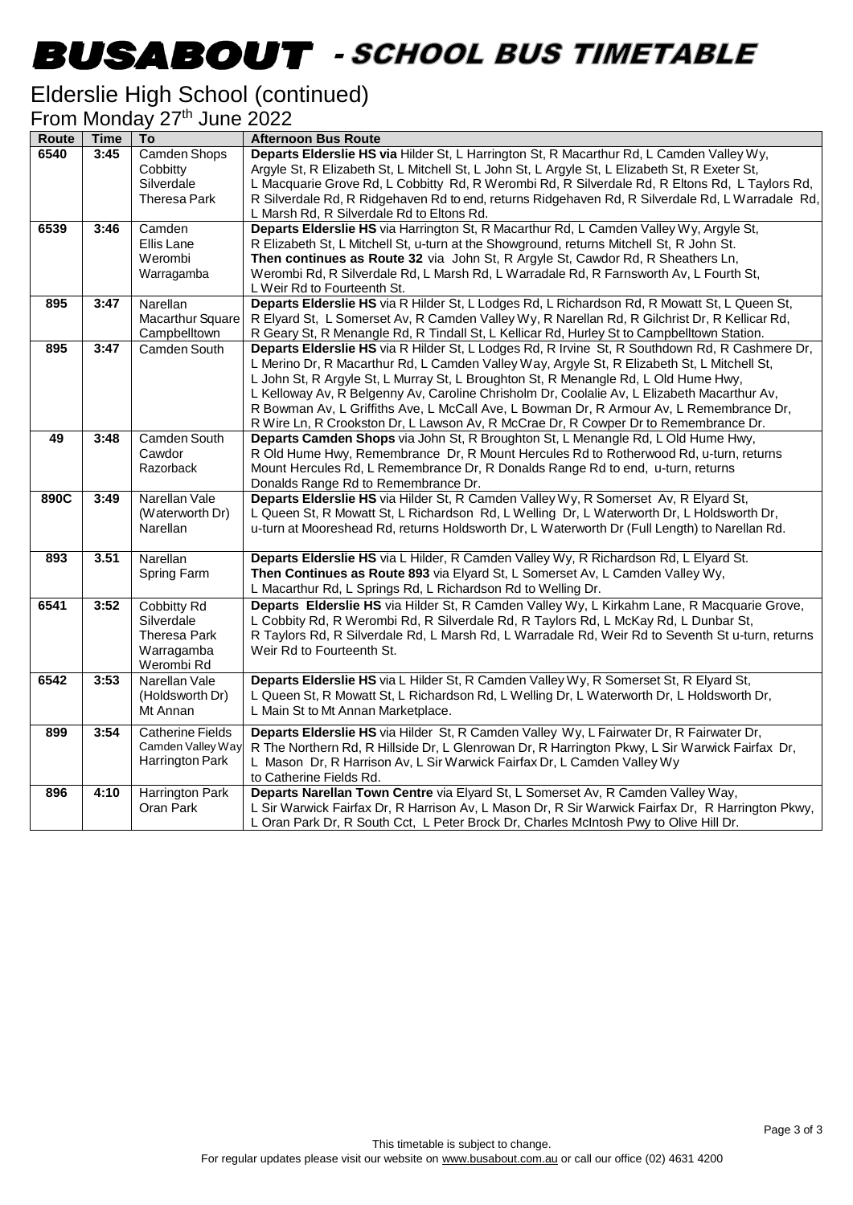# BUSABOUT - SCHOOL BUS TIMETABLE

## Elderslie High School (continued)

From Monday 27th June 2022

| Route | Time | To | Afternoon Bus Route |
|---|---|---|---|
| 6540 | 3:45 | Camden Shops<br>Cobbitty<br>Silverdale<br>Theresa Park | **Departs Elderslie HS via** Hilder St, L Harrington St, R Macarthur Rd, L Camden Valley Wy, Argyle St, R Elizabeth St, L Mitchell St, L John St, L Argyle St, L Elizabeth St, R Exeter St, L Macquarie Grove Rd, L Cobbitty Rd, R Werombi Rd, R Silverdale Rd, R Eltons Rd, L Taylors Rd, R Silverdale Rd, R Ridgehaven Rd to end, returns Ridgehaven Rd, R Silverdale Rd, L Warradale Rd, L Marsh Rd, R Silverdale Rd to Eltons Rd. |
| 6539 | 3:46 | Camden<br>Ellis Lane<br>Werombi<br>Warragamba | **Departs Elderslie HS** via Harrington St, R Macarthur Rd, L Camden Valley Wy, Argyle St, R Elizabeth St, L Mitchell St, u-turn at the Showground, returns Mitchell St, R John St. **Then continues as Route 32** via John St, R Argyle St, Cawdor Rd, R Sheathers Ln, Werombi Rd, R Silverdale Rd, L Marsh Rd, L Warradale Rd, R Farnsworth Av, L Fourth St, L Weir Rd to Fourteenth St. |
| 895 | 3:47 | Narellan<br>Macarthur Square<br>Campbelltown | **Departs Elderslie HS** via R Hilder St, L Lodges Rd, L Richardson Rd, R Mowatt St, L Queen St, R Elyard St, L Somerset Av, R Camden Valley Wy, R Narellan Rd, R Gilchrist Dr, R Kellicar Rd, R Geary St, R Menangle Rd, R Tindall St, L Kellicar Rd, Hurley St to Campbelltown Station. |
| 895 | 3:47 | Camden South | **Departs Elderslie HS** via R Hilder St, L Lodges Rd, R Irvine St, R Southdown Rd, R Cashmere Dr, L Merino Dr, R Macarthur Rd, L Camden Valley Way, Argyle St, R Elizabeth St, L Mitchell St, L John St, R Argyle St, L Murray St, L Broughton St, R Menangle Rd, L Old Hume Hwy, L Kelloway Av, R Belgenny Av, Caroline Chrisholm Dr, Coolalie Av, L Elizabeth Macarthur Av, R Bowman Av, L Griffiths Ave, L McCall Ave, L Bowman Dr, R Armour Av, L Remembrance Dr, R Wire Ln, R Crookston Dr, L Lawson Av, R McCrae Dr, R Cowper Dr to Remembrance Dr. |
| 49 | 3:48 | Camden South<br>Cawdor<br>Razorback | **Departs Camden Shops** via John St, R Broughton St, L Menangle Rd, L Old Hume Hwy, R Old Hume Hwy, Remembrance Dr, R Mount Hercules Rd to Rotherwood Rd, u-turn, returns Mount Hercules Rd, L Remembrance Dr, R Donalds Range Rd to end, u-turn, returns Donalds Range Rd to Remembrance Dr. |
| 890C | 3:49 | Narellan Vale (Waterworth Dr)<br>Narellan | **Departs Elderslie HS** via Hilder St, R Camden Valley Wy, R Somerset Av, R Elyard St, L Queen St, R Mowatt St, L Richardson Rd, L Welling Dr, L Waterworth Dr, L Holdsworth Dr, u-turn at Mooreshead Rd, returns Holdsworth Dr, L Waterworth Dr (Full Length) to Narellan Rd. |
| 893 | 3.51 | Narellan<br>Spring Farm | **Departs Elderslie HS** via L Hilder, R Camden Valley Wy, R Richardson Rd, L Elyard St. **Then Continues as Route 893** via Elyard St, L Somerset Av, L Camden Valley Wy, L Macarthur Rd, L Springs Rd, L Richardson Rd to Welling Dr. |
| 6541 | 3:52 | Cobbitty Rd<br>Silverdale<br>Theresa Park<br>Warragamba<br>Werombi Rd | **Departs Elderslie HS** via Hilder St, R Camden Valley Wy, L Kirkahm Lane, R Macquarie Grove, L Cobbity Rd, R Werombi Rd, R Silverdale Rd, R Taylors Rd, L McKay Rd, L Dunbar St, R Taylors Rd, R Silverdale Rd, L Marsh Rd, L Warradale Rd, Weir Rd to Seventh St u-turn, returns Weir Rd to Fourteenth St. |
| 6542 | 3:53 | Narellan Vale (Holdsworth Dr)<br>Mt Annan | **Departs Elderslie HS** via L Hilder St, R Camden Valley Wy, R Somerset St, R Elyard St, L Queen St, R Mowatt St, L Richardson Rd, L Welling Dr, L Waterworth Dr, L Holdsworth Dr, L Main St to Mt Annan Marketplace. |
| 899 | 3:54 | Catherine Fields<br>Camden Valley Way<br>Harrington Park | **Departs Elderslie HS** via Hilder St, R Camden Valley Wy, L Fairwater Dr, R Fairwater Dr, R The Northern Rd, R Hillside Dr, L Glenrowan Dr, R Harrington Pkwy, L Sir Warwick Fairfax Dr, L Mason Dr, R Harrison Av, L Sir Warwick Fairfax Dr, L Camden Valley Wy to Catherine Fields Rd. |
| 896 | 4:10 | Harrington Park<br>Oran Park | **Departs Narellan Town Centre** via Elyard St, L Somerset Av, R Camden Valley Way, L Sir Warwick Fairfax Dr, R Harrison Av, L Mason Dr, R Sir Warwick Fairfax Dr, R Harrington Pkwy, L Oran Park Dr, R South Cct, L Peter Brock Dr, Charles McIntosh Pwy to Olive Hill Dr. |

This timetable is subject to change.
For regular updates please visit our website on www.busabout.com.au or call our office (02) 4631 4200